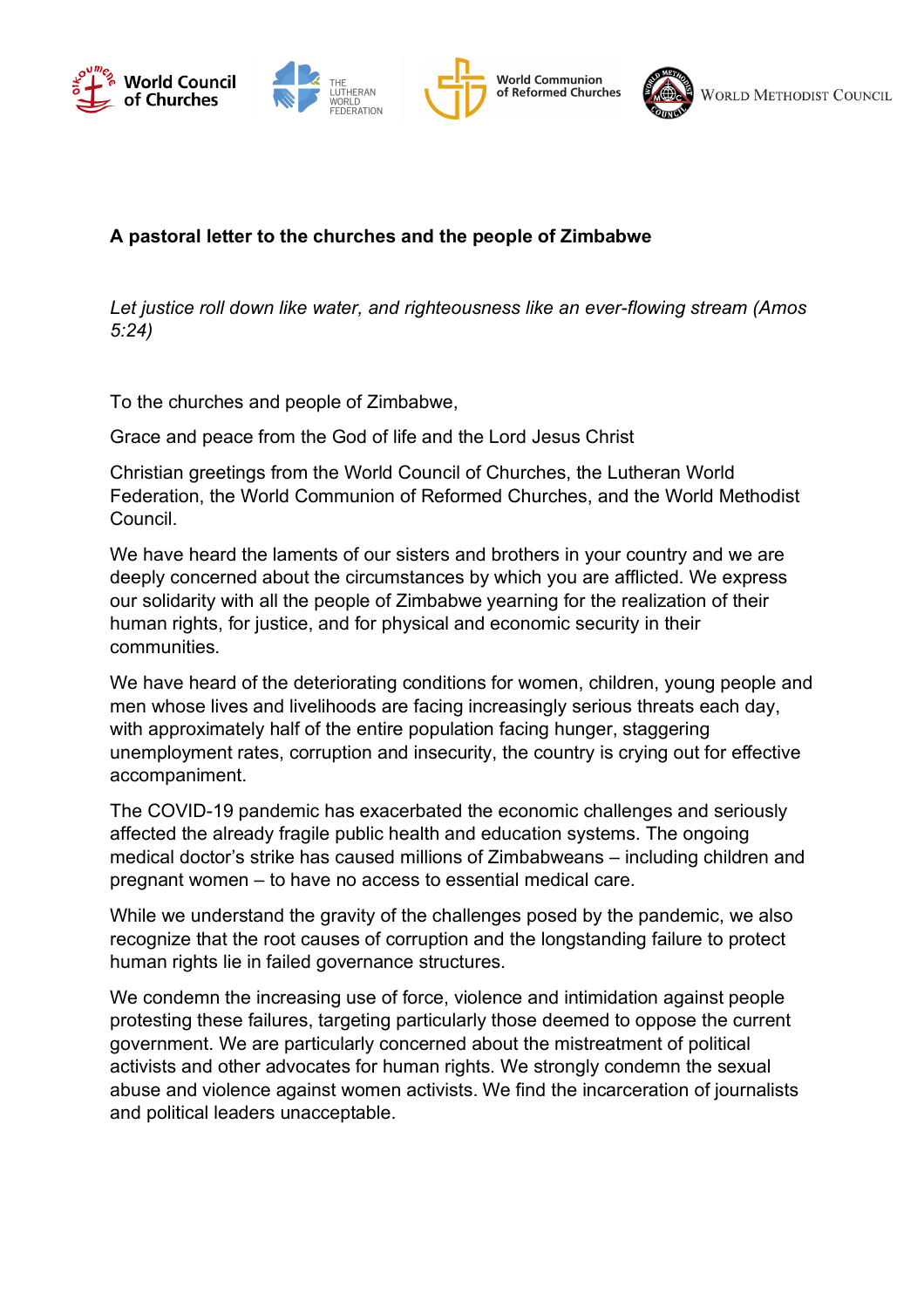World Council of Churches | The Lutheran World Federation | World Communion of Reformed Churches | World Methodist Council

**A pastoral letter to the churches and the people of Zimbabwe**

*Let justice roll down like water, and righteousness like an ever-flowing stream (Amos 5:24)*

To the churches and people of Zimbabwe,

Grace and peace from the God of life and the Lord Jesus Christ

Christian greetings from the World Council of Churches, the Lutheran World Federation, the World Communion of Reformed Churches, and the World Methodist Council.

We have heard the laments of our sisters and brothers in your country and we are deeply concerned about the circumstances by which you are afflicted. We express our solidarity with all the people of Zimbabwe yearning for the realization of their human rights, for justice, and for physical and economic security in their communities.

We have heard of the deteriorating conditions for women, children, young people and men whose lives and livelihoods are facing increasingly serious threats each day, with approximately half of the entire population facing hunger, staggering unemployment rates, corruption and insecurity, the country is crying out for effective accompaniment.

The COVID-19 pandemic has exacerbated the economic challenges and seriously affected the already fragile public health and education systems. The ongoing medical doctor's strike has caused millions of Zimbabweans – including children and pregnant women – to have no access to essential medical care.

While we understand the gravity of the challenges posed by the pandemic, we also recognize that the root causes of corruption and the longstanding failure to protect human rights lie in failed governance structures.

We condemn the increasing use of force, violence and intimidation against people protesting these failures, targeting particularly those deemed to oppose the current government. We are particularly concerned about the mistreatment of political activists and other advocates for human rights. We strongly condemn the sexual abuse and violence against women activists. We find the incarceration of journalists and political leaders unacceptable.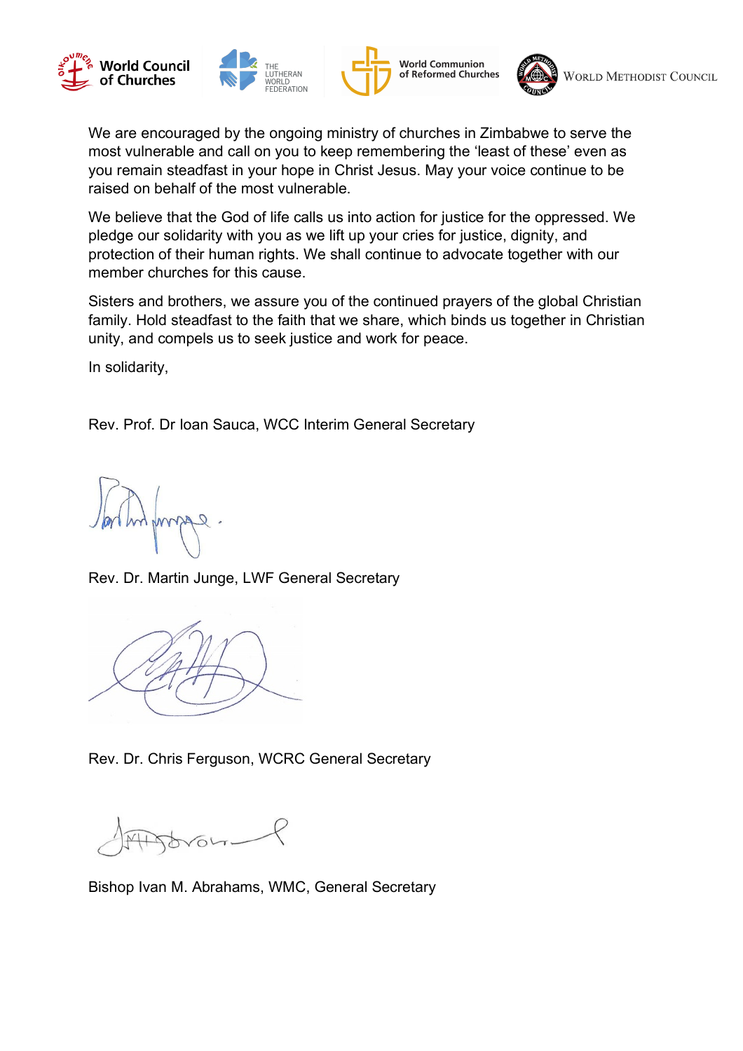World Council of Churches | The Lutheran World Federation | World Communion of Reformed Churches | World Methodist Council

We are encouraged by the ongoing ministry of churches in Zimbabwe to serve the most vulnerable and call on you to keep remembering the 'least of these' even as you remain steadfast in your hope in Christ Jesus. May your voice continue to be raised on behalf of the most vulnerable.

We believe that the God of life calls us into action for justice for the oppressed. We pledge our solidarity with you as we lift up your cries for justice, dignity, and protection of their human rights. We shall continue to advocate together with our member churches for this cause.

Sisters and brothers, we assure you of the continued prayers of the global Christian family. Hold steadfast to the faith that we share, which binds us together in Christian unity, and compels us to seek justice and work for peace.

In solidarity,

Rev. Prof. Dr Ioan Sauca, WCC Interim General Secretary

Rev. Dr. Martin Junge, LWF General Secretary

Rev. Dr. Chris Ferguson, WCRC General Secretary

Bishop Ivan M. Abrahams, WMC, General Secretary